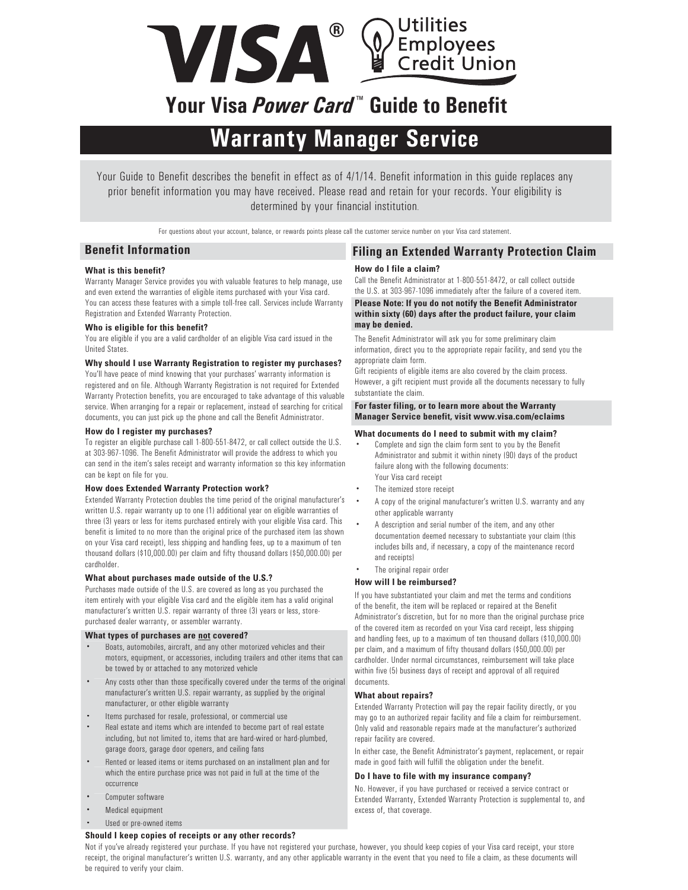# VISA® Utilities Employees Credit Union

# Your Visa *Power Card*™ Guide to Benefit

# Warranty Manager Service

Your Guide to Benefit describes the benefit in effect as of 4/1/14. Benefit information in this guide replaces any prior benefit information you may have received. Please read and retain for your records. Your eligibility is determined by your financial institution.

For questions about your account, balance, or rewards points please call the customer service number on your Visa card statement.

## Benefit Information

### What is this benefit?

Warranty Manager Service provides you with valuable features to help manage, use and even extend the warranties of eligible items purchased with your Visa card. You can access these features with a simple toll-free call. Services include Warranty Registration and Extended Warranty Protection.

### Who is eligible for this benefit?

You are eligible if you are a valid cardholder of an eligible Visa card issued in the United States.

### Why should I use Warranty Registration to register my purchases?

You'll have peace of mind knowing that your purchases' warranty information is registered and on file. Although Warranty Registration is not required for Extended Warranty Protection benefits, you are encouraged to take advantage of this valuable service. When arranging for a repair or replacement, instead of searching for critical documents, you can just pick up the phone and call the Benefit Administrator.

### How do I register my purchases?

To register an eligible purchase call 1-800-551-8472, or call collect outside the U.S. at 303-967-1096. The Benefit Administrator will provide the address to which you can send in the item's sales receipt and warranty information so this key information can be kept on file for you.

### How does Extended Warranty Protection work?

Extended Warranty Protection doubles the time period of the original manufacturer's written U.S. repair warranty up to one (1) additional year on eligible warranties of three (3) years or less for items purchased entirely with your eligible Visa card. This benefit is limited to no more than the original price of the purchased item (as shown on your Visa card receipt), less shipping and handling fees, up to a maximum of ten thousand dollars ($10,000.00) per claim and fifty thousand dollars ($50,000.00) per cardholder.

### What about purchases made outside of the U.S.?

Purchases made outside of the U.S. are covered as long as you purchased the item entirely with your eligible Visa card and the eligible item has a valid original manufacturer's written U.S. repair warranty of three (3) years or less, store-purchased dealer warranty, or assembler warranty.

### What types of purchases are __not__ covered?

- Boats, automobiles, aircraft, and any other motorized vehicles and their motors, equipment, or accessories, including trailers and other items that can be towed by or attached to any motorized vehicle
- Any costs other than those specifically covered under the terms of the original manufacturer's written U.S. repair warranty, as supplied by the original manufacturer, or other eligible warranty
- Items purchased for resale, professional, or commercial use
- Real estate and items which are intended to become part of real estate including, but not limited to, items that are hard-wired or hard-plumbed, garage doors, garage door openers, and ceiling fans
- Rented or leased items or items purchased on an installment plan and for which the entire purchase price was not paid in full at the time of the occurrence
- Computer software
- Medical equipment
- Used or pre-owned items

### Should I keep copies of receipts or any other records?

Not if you've already registered your purchase. If you have not registered your purchase, however, you should keep copies of your Visa card receipt, your store receipt, the original manufacturer's written U.S. warranty, and any other applicable warranty in the event that you need to file a claim, as these documents will be required to verify your claim.

## Filing an Extended Warranty Protection Claim

### How do I file a claim?

Call the Benefit Administrator at 1-800-551-8472, or call collect outside the U.S. at 303-967-1096 immediately after the failure of a covered item.

**Please Note: If you do not notify the Benefit Administrator within sixty (60) days after the product failure, your claim may be denied.**

The Benefit Administrator will ask you for some preliminary claim information, direct you to the appropriate repair facility, and send you the appropriate claim form.

Gift recipients of eligible items are also covered by the claim process. However, a gift recipient must provide all the documents necessary to fully substantiate the claim.

**For faster filing, or to learn more about the Warranty Manager Service benefit, visit www.visa.com/eclaims**

### What documents do I need to submit with my claim?

- Complete and sign the claim form sent to you by the Benefit Administrator and submit it within ninety (90) days of the product failure along with the following documents: Your Visa card receipt
- The itemized store receipt
- A copy of the original manufacturer's written U.S. warranty and any other applicable warranty
- A description and serial number of the item, and any other documentation deemed necessary to substantiate your claim (this includes bills and, if necessary, a copy of the maintenance record and receipts)
- The original repair order

### How will I be reimbursed?

If you have substantiated your claim and met the terms and conditions of the benefit, the item will be replaced or repaired at the Benefit Administrator's discretion, but for no more than the original purchase price of the covered item as recorded on your Visa card receipt, less shipping and handling fees, up to a maximum of ten thousand dollars ($10,000.00) per claim, and a maximum of fifty thousand dollars ($50,000.00) per cardholder. Under normal circumstances, reimbursement will take place within five (5) business days of receipt and approval of all required documents.

### What about repairs?

Extended Warranty Protection will pay the repair facility directly, or you may go to an authorized repair facility and file a claim for reimbursement. Only valid and reasonable repairs made at the manufacturer's authorized repair facility are covered.

In either case, the Benefit Administrator's payment, replacement, or repair made in good faith will fulfill the obligation under the benefit.

### Do I have to file with my insurance company?

No. However, if you have purchased or received a service contract or Extended Warranty, Extended Warranty Protection is supplemental to, and excess of, that coverage.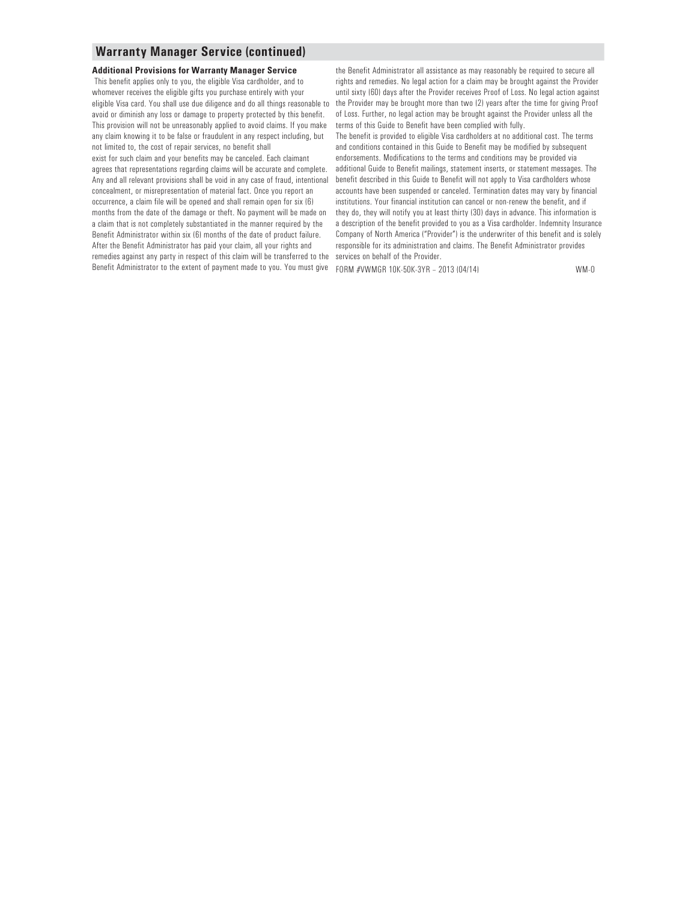## Warranty Manager Service (continued)

**Additional Provisions for Warranty Manager Service**

This benefit applies only to you, the eligible Visa cardholder, and to whomever receives the eligible gifts you purchase entirely with your eligible Visa card. You shall use due diligence and do all things reasonable to avoid or diminish any loss or damage to property protected by this benefit. This provision will not be unreasonably applied to avoid claims. If you make any claim knowing it to be false or fraudulent in any respect including, but not limited to, the cost of repair services, no benefit shall exist for such claim and your benefits may be canceled. Each claimant agrees that representations regarding claims will be accurate and complete. Any and all relevant provisions shall be void in any case of fraud, intentional concealment, or misrepresentation of material fact. Once you report an occurrence, a claim file will be opened and shall remain open for six (6) months from the date of the damage or theft. No payment will be made on a claim that is not completely substantiated in the manner required by the Benefit Administrator within six (6) months of the date of product failure. After the Benefit Administrator has paid your claim, all your rights and remedies against any party in respect of this claim will be transferred to the Benefit Administrator to the extent of payment made to you. You must give the Benefit Administrator all assistance as may reasonably be required to secure all rights and remedies. No legal action for a claim may be brought against the Provider until sixty (60) days after the Provider receives Proof of Loss. No legal action against the Provider may be brought more than two (2) years after the time for giving Proof of Loss. Further, no legal action may be brought against the Provider unless all the terms of this Guide to Benefit have been complied with fully.

The benefit is provided to eligible Visa cardholders at no additional cost. The terms and conditions contained in this Guide to Benefit may be modified by subsequent endorsements. Modifications to the terms and conditions may be provided via additional Guide to Benefit mailings, statement inserts, or statement messages. The benefit described in this Guide to Benefit will not apply to Visa cardholders whose accounts have been suspended or canceled. Termination dates may vary by financial institutions. Your financial institution can cancel or non-renew the benefit, and if they do, they will notify you at least thirty (30) days in advance. This information is a description of the benefit provided to you as a Visa cardholder. Indemnity Insurance Company of North America ("Provider") is the underwriter of this benefit and is solely responsible for its administration and claims. The Benefit Administrator provides services on behalf of the Provider.

FORM #VWMGR 10K-50K-3YR – 2013 (04/14) WM-O